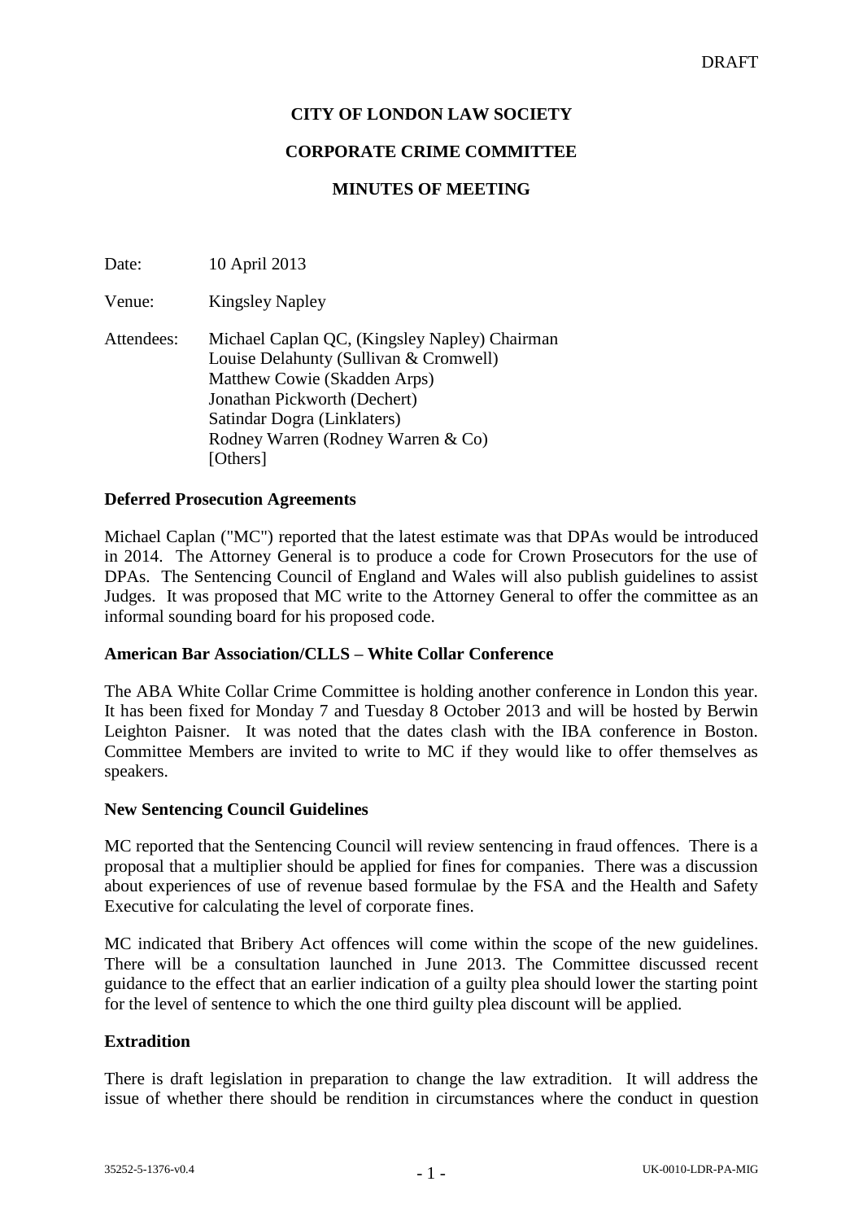DRAFT

**CITY OF LONDON LAW SOCIETY**

**CORPORATE CRIME COMMITTEE**

**MINUTES OF MEETING**

Date: 10 April 2013

Venue: Kingsley Napley

Attendees: Michael Caplan QC, (Kingsley Napley) Chairman
Louise Delahunty (Sullivan & Cromwell)
Matthew Cowie (Skadden Arps)
Jonathan Pickworth (Dechert)
Satindar Dogra (Linklaters)
Rodney Warren (Rodney Warren & Co)
[Others]

**Deferred Prosecution Agreements**

Michael Caplan ("MC") reported that the latest estimate was that DPAs would be introduced in 2014. The Attorney General is to produce a code for Crown Prosecutors for the use of DPAs. The Sentencing Council of England and Wales will also publish guidelines to assist Judges. It was proposed that MC write to the Attorney General to offer the committee as an informal sounding board for his proposed code.

**American Bar Association/CLLS – White Collar Conference**

The ABA White Collar Crime Committee is holding another conference in London this year. It has been fixed for Monday 7 and Tuesday 8 October 2013 and will be hosted by Berwin Leighton Paisner. It was noted that the dates clash with the IBA conference in Boston. Committee Members are invited to write to MC if they would like to offer themselves as speakers.

**New Sentencing Council Guidelines**

MC reported that the Sentencing Council will review sentencing in fraud offences. There is a proposal that a multiplier should be applied for fines for companies. There was a discussion about experiences of use of revenue based formulae by the FSA and the Health and Safety Executive for calculating the level of corporate fines.

MC indicated that Bribery Act offences will come within the scope of the new guidelines. There will be a consultation launched in June 2013. The Committee discussed recent guidance to the effect that an earlier indication of a guilty plea should lower the starting point for the level of sentence to which the one third guilty plea discount will be applied.

**Extradition**

There is draft legislation in preparation to change the law extradition. It will address the issue of whether there should be rendition in circumstances where the conduct in question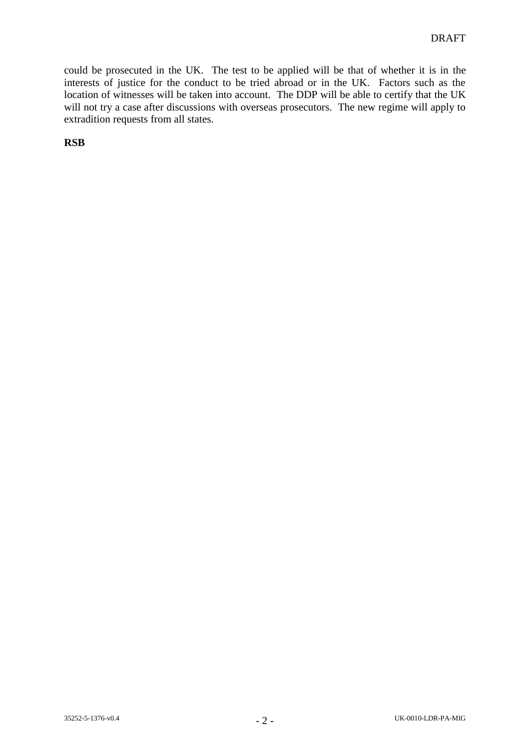could be prosecuted in the UK. The test to be applied will be that of whether it is in the interests of justice for the conduct to be tried abroad or in the UK. Factors such as the location of witnesses will be taken into account. The DDP will be able to certify that the UK will not try a case after discussions with overseas prosecutors. The new regime will apply to extradition requests from all states.

**RSB**